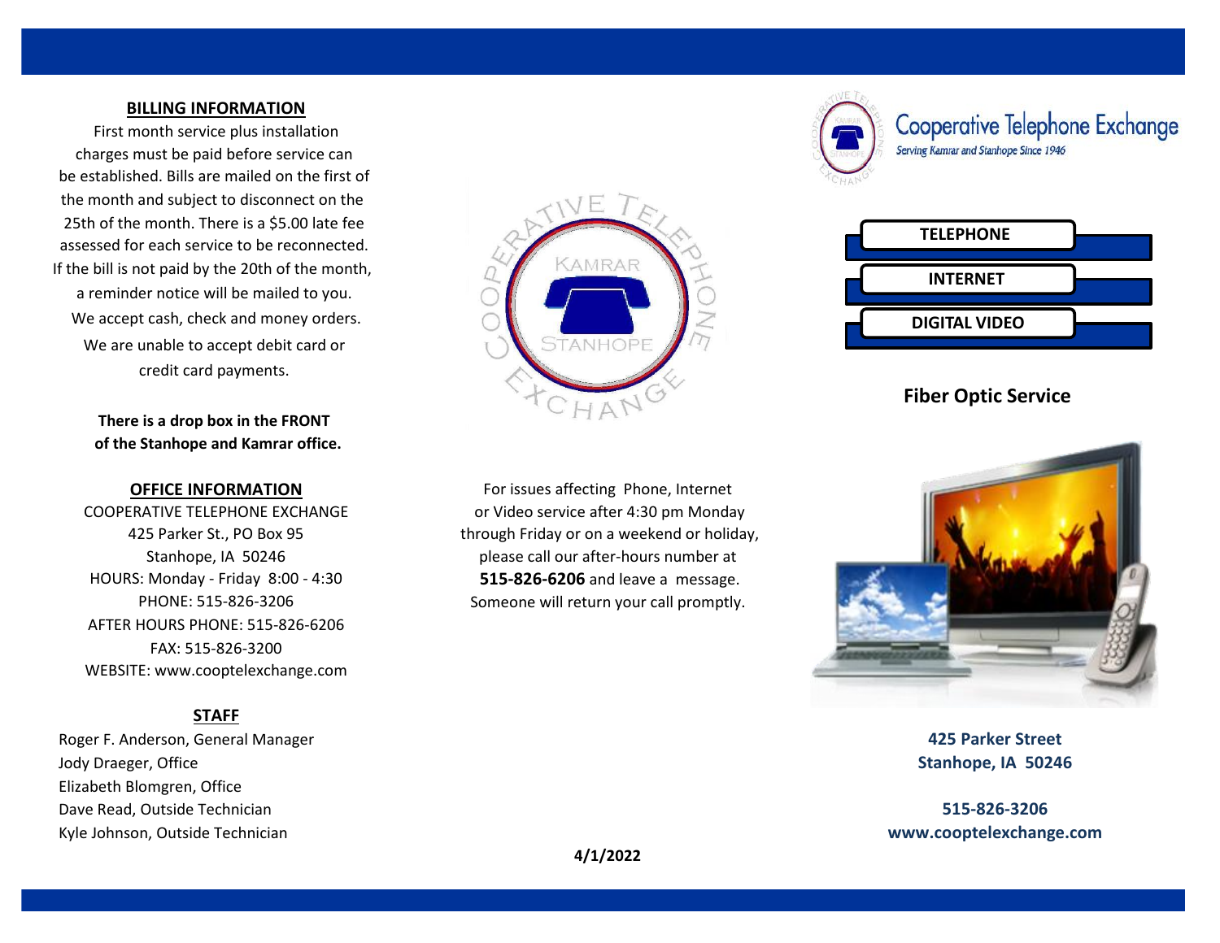## BILLING INFORMATION

First month service plus installation charges must be paid before service can be established. Bills are mailed on the first of the month and subject to disconnect on the 25th of the month. There is a $5.00 late fee assessed for each service to be reconnected. If the bill is not paid by the 20th of the month, a reminder notice will be mailed to you. We accept cash, check and money orders. We are unable to accept debit card or credit card payments.

**There is a drop box in the FRONT of the Stanhope and Kamrar office.**

## OFFICE INFORMATION

COOPERATIVE TELEPHONE EXCHANGE
425 Parker St., PO Box 95
Stanhope, IA 50246
HOURS: Monday - Friday 8:00 - 4:30
PHONE: 515-826-3206
AFTER HOURS PHONE: 515-826-6206
FAX: 515-826-3200
WEBSITE: www.cooptelexchange.com

## STAFF

Roger F. Anderson, General Manager
Jody Draeger, Office
Elizabeth Blomgren, Office
Dave Read, Outside Technician
Kyle Johnson, Outside Technician

For issues affecting Phone, Internet or Video service after 4:30 pm Monday through Friday or on a weekend or holiday, please call our after-hours number at **515-826-6206** and leave a message. Someone will return your call promptly.

**4/1/2022**

# Cooperative Telephone Exchange

*Serving Kamrar and Stanhope Since 1946*

**TELEPHONE**

**INTERNET**

**DIGITAL VIDEO**

## Fiber Optic Service

**425 Parker Street**
**Stanhope, IA 50246**

**515-826-3206**
**www.cooptelexchange.com**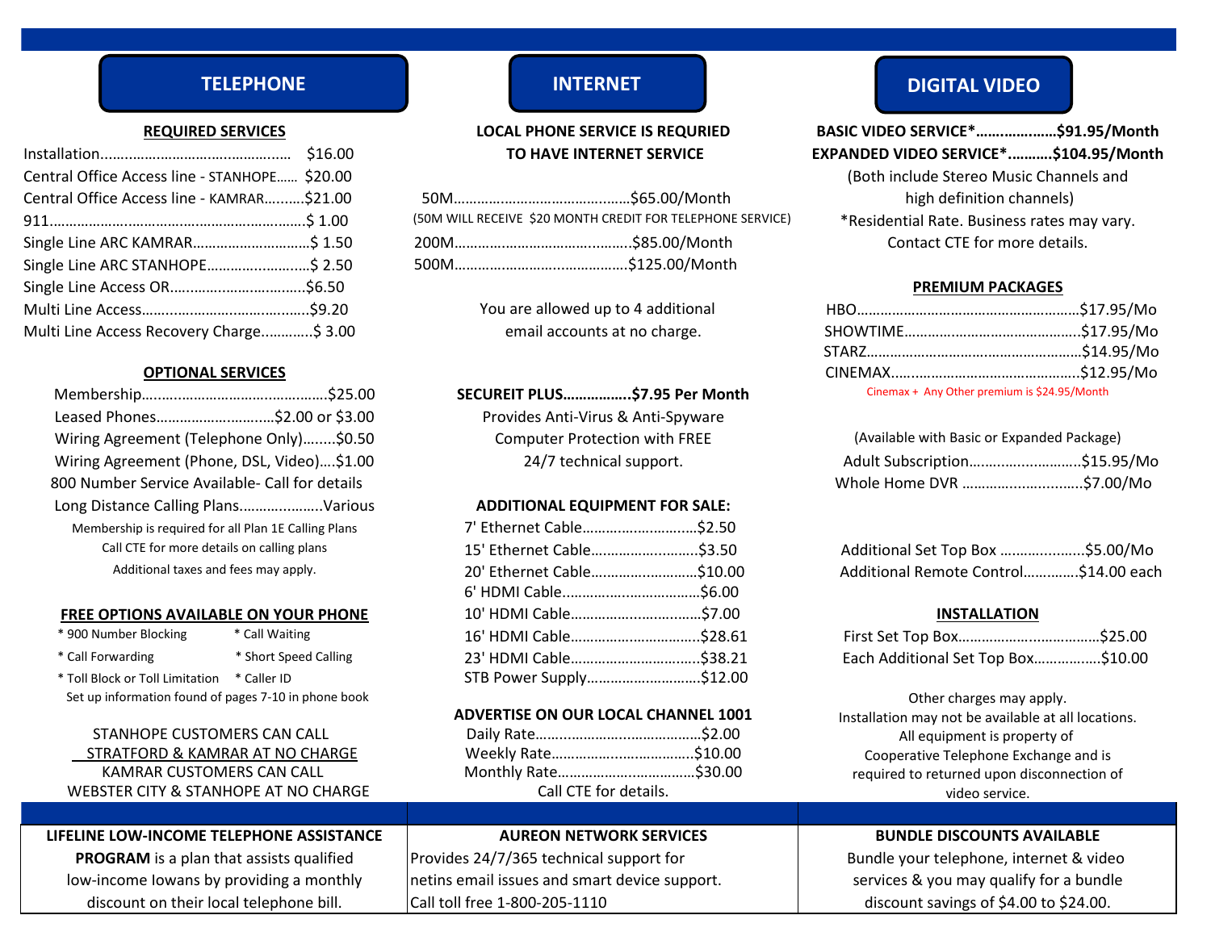## TELEPHONE

### REQUIRED SERVICES

Installation................................................. $16.00
Central Office Access line - STANHOPE...... $20.00
Central Office Access line - KAMRAR.........$21.00
911.................................................................$ 1.00
Single Line ARC KAMRAR..............................$ 1.50
Single Line ARC STANHOPE..........................$ 2.50
Single Line Access OR..................................$6.50
Multi Line Access..........................................$9.20
Multi Line Access Recovery Charge.............$ 3.00

### OPTIONAL SERVICES

Membership..............................................$25.00
Leased Phones.............................$2.00 or $3.00
Wiring Agreement (Telephone Only)........$0.50
Wiring Agreement (Phone, DSL, Video)....$1.00
800 Number Service Available- Call for details
Long Distance Calling Plans.....................Various

Membership is required for all Plan 1E Calling Plans
Call CTE for more details on calling plans
Additional taxes and fees may apply.

### FREE OPTIONS AVAILABLE ON YOUR PHONE

* 900 Number Blocking
* Call Waiting
* Call Forwarding
* Short Speed Calling
* Toll Block or Toll Limitation
* Caller ID

Set up information found of pages 7-10 in phone book

STANHOPE CUSTOMERS CAN CALL
STRATFORD & KAMRAR AT NO CHARGE
KAMRAR CUSTOMERS CAN CALL
WEBSTER CITY & STANHOPE AT NO CHARGE

## INTERNET

**LOCAL PHONE SERVICE IS REQURIED TO HAVE INTERNET SERVICE**

50M............................................$65.00/Month
(50M WILL RECEIVE $20 MONTH CREDIT FOR TELEPHONE SERVICE)
200M.............................................$85.00/Month
500M...........................................$125.00/Month

You are allowed up to 4 additional email accounts at no charge.

**SECUREIT PLUS................$7.95 Per Month**
Provides Anti-Virus & Anti-Spyware Computer Protection with FREE 24/7 technical support.

### ADDITIONAL EQUIPMENT FOR SALE:

7' Ethernet Cable.............................$2.50
15' Ethernet Cable...........................$3.50
20' Ethernet Cable...........................$10.00
6' HDMI Cable..................................$6.00
10' HDMI Cable................................$7.00
16' HDMI Cable................................$28.61
23' HDMI Cable................................$38.21
STB Power Supply............................$12.00

### ADVERTISE ON OUR LOCAL CHANNEL 1001

Daily Rate.........................................$2.00
Weekly Rate.....................................$10.00
Monthly Rate...................................$30.00
Call CTE for details.

## DIGITAL VIDEO

**BASIC VIDEO SERVICE*...................$91.95/Month**
**EXPANDED VIDEO SERVICE*..........$104.95/Month**

(Both include Stereo Music Channels and high definition channels)
*Residential Rate. Business rates may vary. Contact CTE for more details.

### PREMIUM PACKAGES

HBO........................................................$17.95/Mo
SHOWTIME............................................$17.95/Mo
STARZ......................................................$14.95/Mo
CINEMAX.................................................$12.95/Mo
Cinemax + Any Other premium is $24.95/Month

(Available with Basic or Expanded Package)
Adult Subscription..............................$15.95/Mo
Whole Home DVR ...............................$7.00/Mo

Additional Set Top Box ......................$5.00/Mo
Additional Remote Control.............$14.00 each

### INSTALLATION

First Set Top Box....................................$25.00
Each Additional Set Top Box.................$10.00

Other charges may apply.
Installation may not be available at all locations.
All equipment is property of Cooperative Telephone Exchange and is required to returned upon disconnection of video service.

---

**LIFELINE LOW-INCOME TELEPHONE ASSISTANCE PROGRAM** is a plan that assists qualified low-income Iowans by providing a monthly discount on their local telephone bill.

**AUREON NETWORK SERVICES**
Provides 24/7/365 technical support for netins email issues and smart device support.
Call toll free 1-800-205-1110

**BUNDLE DISCOUNTS AVAILABLE**
Bundle your telephone, internet & video services & you may qualify for a bundle discount savings of $4.00 to $24.00.